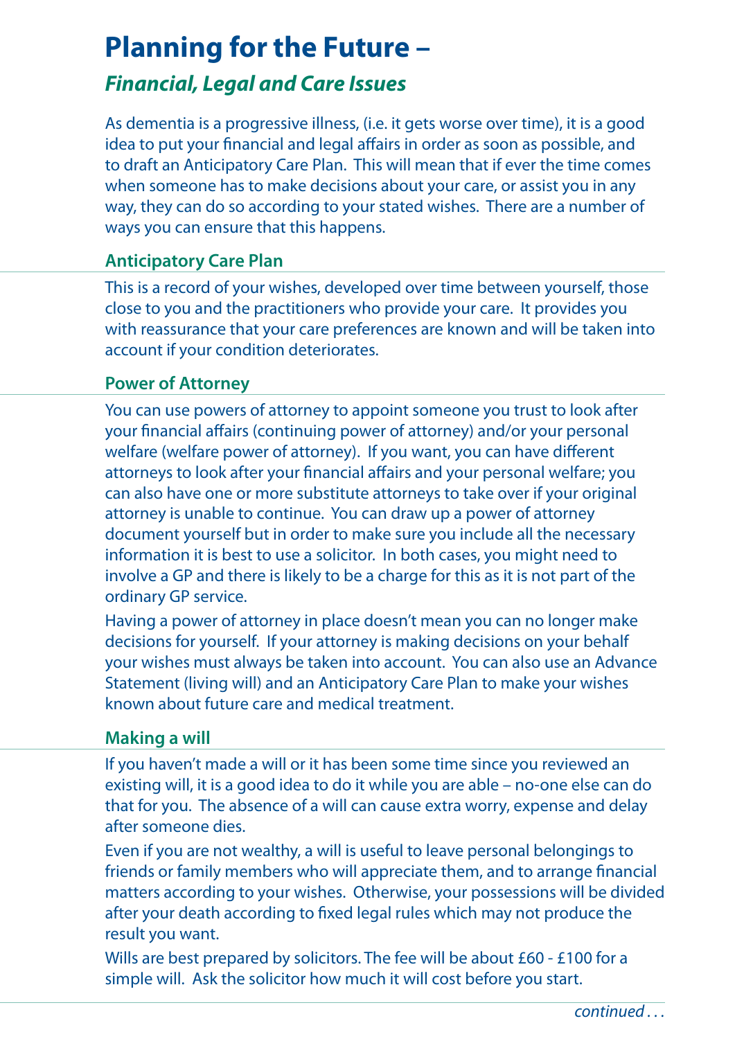# Planning for the Future –

## *Financial, Legal and Care Issues*

As dementia is a progressive illness, (i.e. it gets worse over time), it is a good idea to put your financial and legal affairs in order as soon as possible, and to draft an Anticipatory Care Plan. This will mean that if ever the time comes when someone has to make decisions about your care, or assist you in any way, they can do so according to your stated wishes. There are a number of ways you can ensure that this happens.

### Anticipatory Care Plan

This is a record of your wishes, developed over time between yourself, those close to you and the practitioners who provide your care. It provides you with reassurance that your care preferences are known and will be taken into account if your condition deteriorates.

### Power of Attorney

You can use powers of attorney to appoint someone you trust to look after your financial affairs (continuing power of attorney) and/or your personal welfare (welfare power of attorney). If you want, you can have different attorneys to look after your financial affairs and your personal welfare; you can also have one or more substitute attorneys to take over if your original attorney is unable to continue. You can draw up a power of attorney document yourself but in order to make sure you include all the necessary information it is best to use a solicitor. In both cases, you might need to involve a GP and there is likely to be a charge for this as it is not part of the ordinary GP service.

Having a power of attorney in place doesn't mean you can no longer make decisions for yourself. If your attorney is making decisions on your behalf your wishes must always be taken into account. You can also use an Advance Statement (living will) and an Anticipatory Care Plan to make your wishes known about future care and medical treatment.

### Making a will

If you haven't made a will or it has been some time since you reviewed an existing will, it is a good idea to do it while you are able – no-one else can do that for you. The absence of a will can cause extra worry, expense and delay after someone dies.

Even if you are not wealthy, a will is useful to leave personal belongings to friends or family members who will appreciate them, and to arrange financial matters according to your wishes. Otherwise, your possessions will be divided after your death according to fixed legal rules which may not produce the result you want.

Wills are best prepared by solicitors. The fee will be about £60 - £100 for a simple will. Ask the solicitor how much it will cost before you start.

*continued . . .*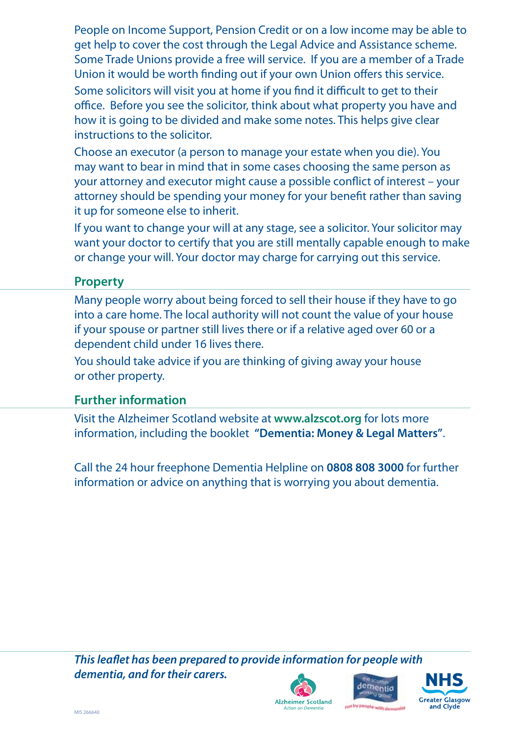People on Income Support, Pension Credit or on a low income may be able to get help to cover the cost through the Legal Advice and Assistance scheme. Some Trade Unions provide a free will service. If you are a member of a Trade Union it would be worth finding out if your own Union offers this service.

Some solicitors will visit you at home if you find it difficult to get to their office. Before you see the solicitor, think about what property you have and how it is going to be divided and make some notes. This helps give clear instructions to the solicitor.

Choose an executor (a person to manage your estate when you die). You may want to bear in mind that in some cases choosing the same person as your attorney and executor might cause a possible conflict of interest – your attorney should be spending your money for your benefit rather than saving it up for someone else to inherit.

If you want to change your will at any stage, see a solicitor. Your solicitor may want your doctor to certify that you are still mentally capable enough to make or change your will. Your doctor may charge for carrying out this service.

## Property

Many people worry about being forced to sell their house if they have to go into a care home. The local authority will not count the value of your house if your spouse or partner still lives there or if a relative aged over 60 or a dependent child under 16 lives there.

You should take advice if you are thinking of giving away your house or other property.

## Further information

Visit the Alzheimer Scotland website at **www.alzscot.org** for lots more information, including the booklet **"Dementia: Money & Legal Matters"**.

Call the 24 hour freephone Dementia Helpline on **0808 808 3000** for further information or advice on anything that is worrying you about dementia.

***This leaflet has been prepared to provide information for people with dementia, and for their carers.***

Alzheimer Scotland
*Action on Dementia*

the scottish dementia working group
run by people with dementia

NHS Greater Glasgow and Clyde

MIS 266640